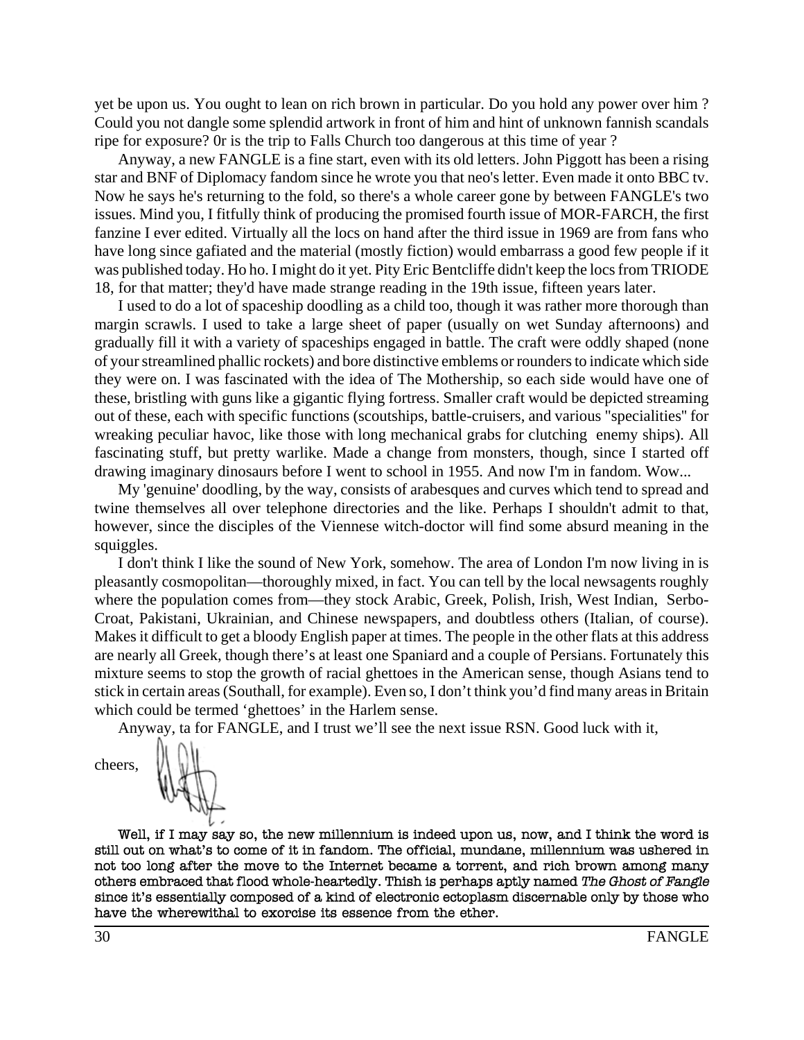yet be upon us. You ought to lean on rich brown in particular. Do you hold any power over him ? Could you not dangle some splendid artwork in front of him and hint of unknown fannish scandals ripe for exposure? 0r is the trip to Falls Church too dangerous at this time of year ?

Anyway, a new FANGLE is a fine start, even with its old letters. John Piggott has been a rising star and BNF of Diplomacy fandom since he wrote you that neo's letter. Even made it onto BBC tv. Now he says he's returning to the fold, so there's a whole career gone by between FANGLE's two issues. Mind you, I fitfully think of producing the promised fourth issue of MOR-FARCH, the first fanzine I ever edited. Virtually all the locs on hand after the third issue in 1969 are from fans who have long since gafiated and the material (mostly fiction) would embarrass a good few people if it was published today. Ho ho. I might do it yet. Pity Eric Bentcliffe didn't keep the locs from TRIODE 18, for that matter; they'd have made strange reading in the 19th issue, fifteen years later.

I used to do a lot of spaceship doodling as a child too, though it was rather more thorough than margin scrawls. I used to take a large sheet of paper (usually on wet Sunday afternoons) and gradually fill it with a variety of spaceships engaged in battle. The craft were oddly shaped (none of your streamlined phallic rockets) and bore distinctive emblems or rounders to indicate which side they were on. I was fascinated with the idea of The Mothership, so each side would have one of these, bristling with guns like a gigantic flying fortress. Smaller craft would be depicted streaming out of these, each with specific functions (scoutships, battle-cruisers, and various "specialities" for wreaking peculiar havoc, like those with long mechanical grabs for clutching enemy ships). All fascinating stuff, but pretty warlike. Made a change from monsters, though, since I started off drawing imaginary dinosaurs before I went to school in 1955. And now I'm in fandom. Wow...

My 'genuine' doodling, by the way, consists of arabesques and curves which tend to spread and twine themselves all over telephone directories and the like. Perhaps I shouldn't admit to that, however, since the disciples of the Viennese witch-doctor will find some absurd meaning in the squiggles.

I don't think I like the sound of New York, somehow. The area of London I'm now living in is pleasantly cosmopolitan—thoroughly mixed, in fact. You can tell by the local newsagents roughly where the population comes from—they stock Arabic, Greek, Polish, Irish, West Indian, Serbo-Croat, Pakistani, Ukrainian, and Chinese newspapers, and doubtless others (Italian, of course). Makes it difficult to get a bloody English paper at times. The people in the other flats at this address are nearly all Greek, though there's at least one Spaniard and a couple of Persians. Fortunately this mixture seems to stop the growth of racial ghettoes in the American sense, though Asians tend to stick in certain areas (Southall, for example). Even so, I don't think you'd find many areas in Britain which could be termed 'ghettoes' in the Harlem sense.

Anyway, ta for FANGLE, and I trust we'll see the next issue RSN. Good luck with it,

cheers,

Well, if I may say so, the new millennium is indeed upon us, now, and I think the word is still out on what's to come of it in fandom. The official, mundane, millennium was ushered in not too long after the move to the Internet became a torrent, and rich brown among many others embraced that flood whole-heartedly. Thish is perhaps aptly named *The Ghost of Fangle* since it's essentially composed of a kind of electronic ectoplasm discernable only by those who have the wherewithal to exorcise its essence from the ether.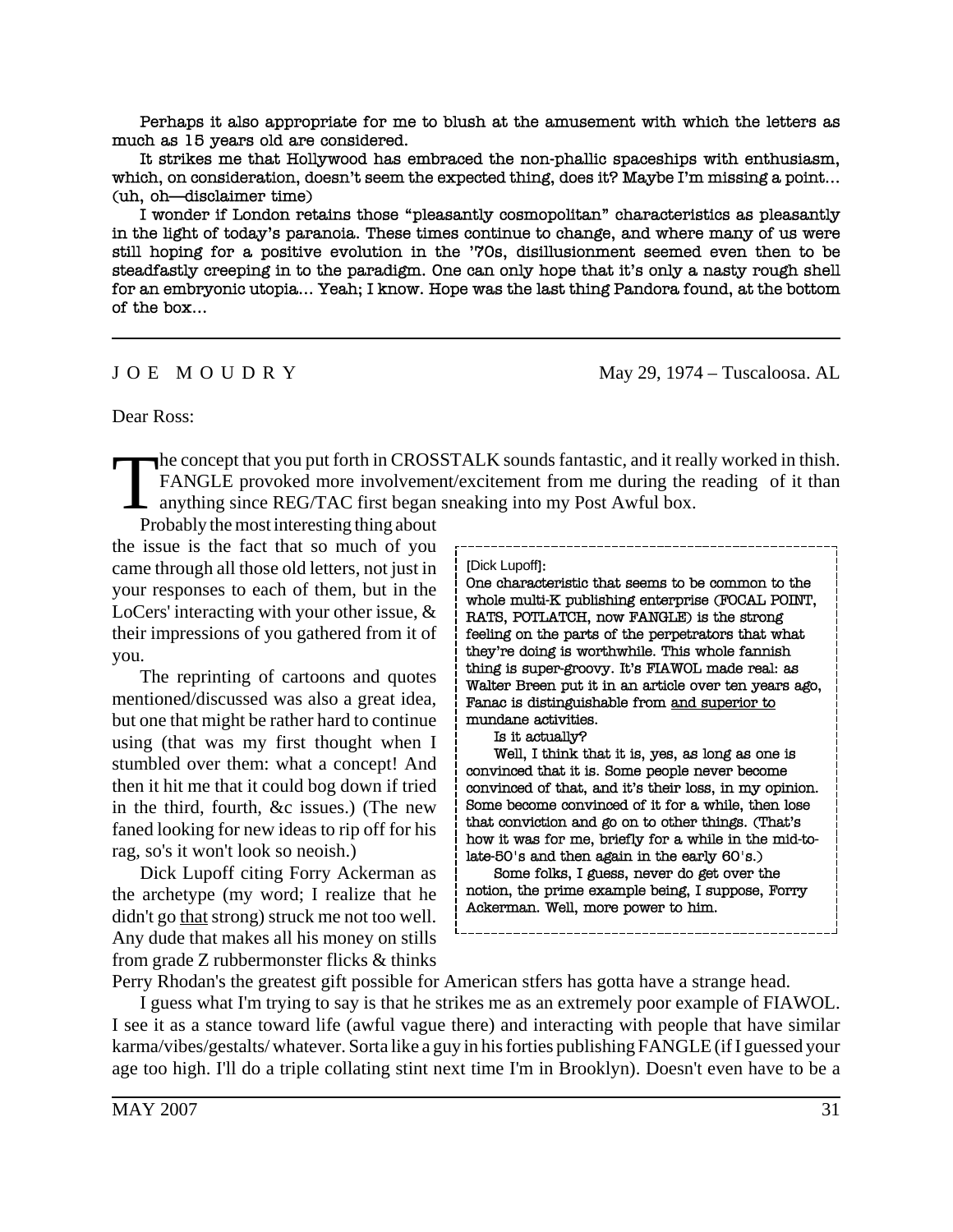Perhaps it also appropriate for me to blush at the amusement with which the letters as much as 15 years old are considered.

It strikes me that Hollywood has embraced the non-phallic spaceships with enthusiasm, which, on consideration, doesn't seem the expected thing, does it? Maybe I'm missing a point… (uh, oh—disclaimer time)

I wonder if London retains those "pleasantly cosmopolitan" characteristics as pleasantly in the light of today's paranoia. These times continue to change, and where many of us were still hoping for a positive evolution in the '70s, disillusionment seemed even then to be steadfastly creeping in to the paradigm. One can only hope that it's only a nasty rough shell for an embryonic utopia… Yeah; I know. Hope was the last thing Pandora found, at the bottom of the box…

---

J O E   M O U D R Y — May 29, 1974 – Tuscaloosa. AL

Dear Ross:

The concept that you put forth in CROSSTALK sounds fantastic, and it really worked in thish. FANGLE provoked more involvement/excitement from me during the reading of it than anything since REG/TAC first began sneaking into my Post Awful box.

Probably the most interesting thing about the issue is the fact that so much of you came through all those old letters, not just in your responses to each of them, but in the LoCers' interacting with your other issue, & their impressions of you gathered from it of you.

The reprinting of cartoons and quotes mentioned/discussed was also a great idea, but one that might be rather hard to continue using (that was my first thought when I stumbled over them: what a concept! And then it hit me that it could bog down if tried in the third, fourth, &c issues.) (The new faned looking for new ideas to rip off for his rag, so's it won't look so neoish.)

Dick Lupoff citing Forry Ackerman as the archetype (my word; I realize that he didn't go that strong) struck me not too well. Any dude that makes all his money on stills from grade Z rubbermonster flicks & thinks Perry Rhodan's the greatest gift possible for American stfers has gotta have a strange head.

> [Dick Lupoff]:
> One characteristic that seems to be common to the whole multi-K publishing enterprise (FOCAL POINT, RATS, POTLATCH, now FANGLE) is the strong feeling on the parts of the perpetrators that what they're doing is worthwhile. This whole fannish thing is super-groovy. It's FIAWOL made real: as Walter Breen put it in an article over ten years ago, Fanac is distinguishable from and superior to mundane activities.
>
> Is it actually?
>
> Well, I think that it is, yes, as long as one is convinced that it is. Some people never become convinced of that, and it's their loss, in my opinion. Some become convinced of it for a while, then lose that conviction and go on to other things. (That's how it was for me, briefly for a while in the mid-to-late-50's and then again in the early 60's.)
>
> Some folks, I guess, never do get over the notion, the prime example being, I suppose, Forry Ackerman. Well, more power to him.

I guess what I'm trying to say is that he strikes me as an extremely poor example of FIAWOL. I see it as a stance toward life (awful vague there) and interacting with people that have similar karma/vibes/gestalts/ whatever. Sorta like a guy in his forties publishing FANGLE (if I guessed your age too high. I'll do a triple collating stint next time I'm in Brooklyn). Doesn't even have to be a